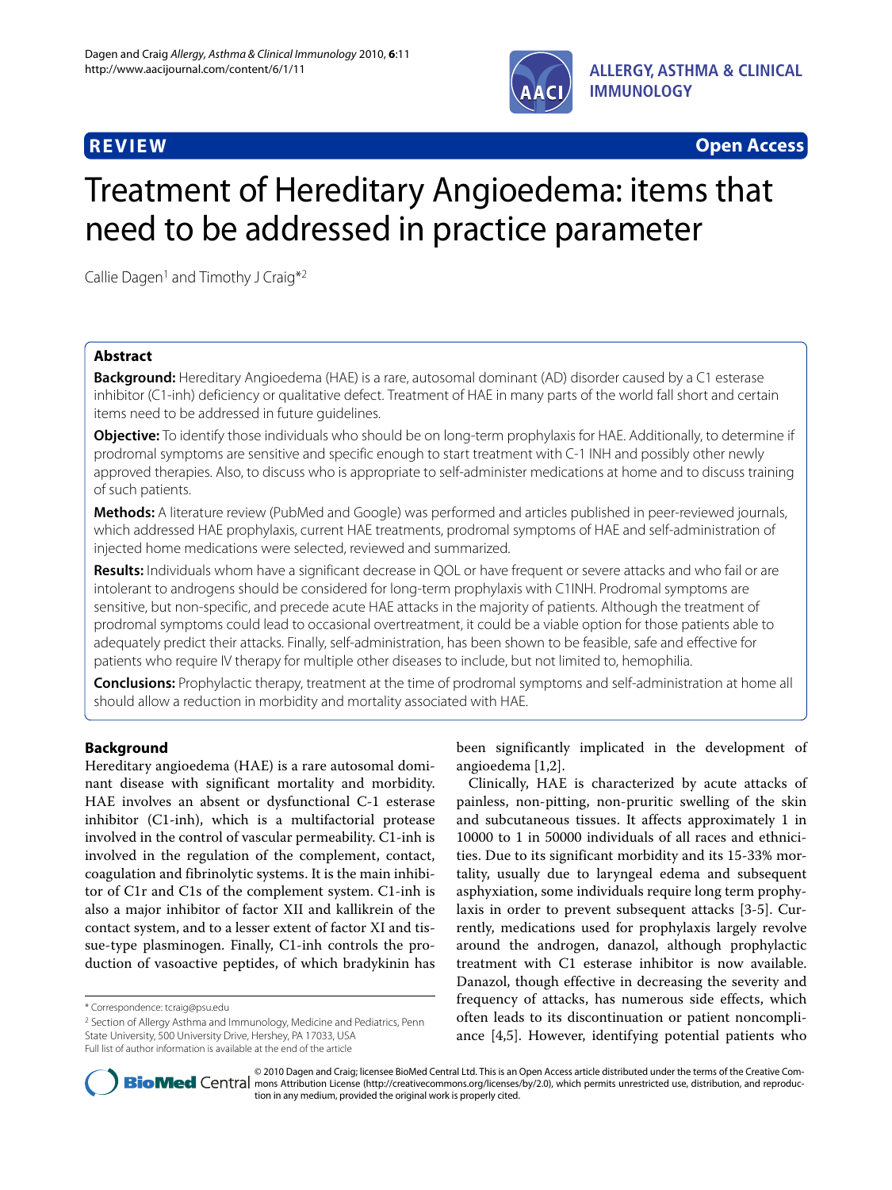**REVIEW** **Open Access**

# Treatment of Hereditary Angioedema: items that need to be addressed in practice parameter

Callie Dagen[1] and Timothy J Craig*[2]

## Abstract

**Background:** Hereditary Angioedema (HAE) is a rare, autosomal dominant (AD) disorder caused by a C1 esterase inhibitor (C1-inh) deficiency or qualitative defect. Treatment of HAE in many parts of the world fall short and certain items need to be addressed in future guidelines.

**Objective:** To identify those individuals who should be on long-term prophylaxis for HAE. Additionally, to determine if prodromal symptoms are sensitive and specific enough to start treatment with C-1 INH and possibly other newly approved therapies. Also, to discuss who is appropriate to self-administer medications at home and to discuss training of such patients.

**Methods:** A literature review (PubMed and Google) was performed and articles published in peer-reviewed journals, which addressed HAE prophylaxis, current HAE treatments, prodromal symptoms of HAE and self-administration of injected home medications were selected, reviewed and summarized.

**Results:** Individuals whom have a significant decrease in QOL or have frequent or severe attacks and who fail or are intolerant to androgens should be considered for long-term prophylaxis with C1INH. Prodromal symptoms are sensitive, but non-specific, and precede acute HAE attacks in the majority of patients. Although the treatment of prodromal symptoms could lead to occasional overtreatment, it could be a viable option for those patients able to adequately predict their attacks. Finally, self-administration, has been shown to be feasible, safe and effective for patients who require IV therapy for multiple other diseases to include, but not limited to, hemophilia.

**Conclusions:** Prophylactic therapy, treatment at the time of prodromal symptoms and self-administration at home all should allow a reduction in morbidity and mortality associated with HAE.

## Background

Hereditary angioedema (HAE) is a rare autosomal dominant disease with significant mortality and morbidity. HAE involves an absent or dysfunctional C-1 esterase inhibitor (C1-inh), which is a multifactorial protease involved in the control of vascular permeability. C1-inh is involved in the regulation of the complement, contact, coagulation and fibrinolytic systems. It is the main inhibitor of C1r and C1s of the complement system. C1-inh is also a major inhibitor of factor XII and kallikrein of the contact system, and to a lesser extent of factor XI and tissue-type plasminogen. Finally, C1-inh controls the production of vasoactive peptides, of which bradykinin has been significantly implicated in the development of angioedema [1,2].

Clinically, HAE is characterized by acute attacks of painless, non-pitting, non-pruritic swelling of the skin and subcutaneous tissues. It affects approximately 1 in 10000 to 1 in 50000 individuals of all races and ethnicities. Due to its significant morbidity and its 15-33% mortality, usually due to laryngeal edema and subsequent asphyxiation, some individuals require long term prophylaxis in order to prevent subsequent attacks [3-5]. Currently, medications used for prophylaxis largely revolve around the androgen, danazol, although prophylactic treatment with C1 esterase inhibitor is now available. Danazol, though effective in decreasing the severity and frequency of attacks, has numerous side effects, which often leads to its discontinuation or patient noncompliance [4,5]. However, identifying potential patients who

---

* Correspondence: tcraig@psu.edu

[2] Section of Allergy Asthma and Immunology, Medicine and Pediatrics, Penn State University, 500 University Drive, Hershey, PA 17033, USA

Full list of author information is available at the end of the article

© 2010 Dagen and Craig; licensee BioMed Central Ltd. This is an Open Access article distributed under the terms of the Creative Commons Attribution License (http://creativecommons.org/licenses/by/2.0), which permits unrestricted use, distribution, and reproduction in any medium, provided the original work is properly cited.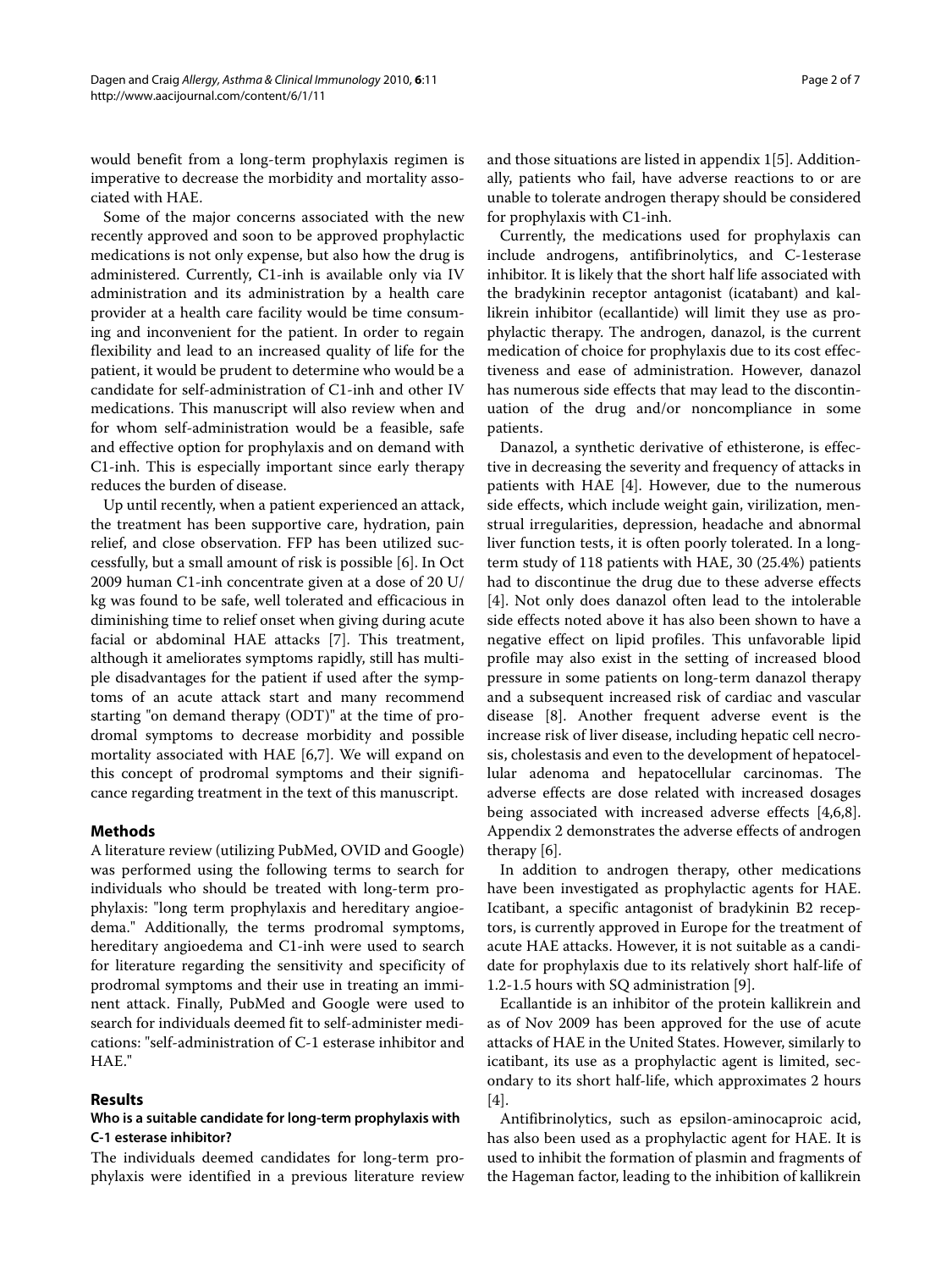would benefit from a long-term prophylaxis regimen is imperative to decrease the morbidity and mortality associated with HAE.

Some of the major concerns associated with the new recently approved and soon to be approved prophylactic medications is not only expense, but also how the drug is administered. Currently, C1-inh is available only via IV administration and its administration by a health care provider at a health care facility would be time consuming and inconvenient for the patient. In order to regain flexibility and lead to an increased quality of life for the patient, it would be prudent to determine who would be a candidate for self-administration of C1-inh and other IV medications. This manuscript will also review when and for whom self-administration would be a feasible, safe and effective option for prophylaxis and on demand with C1-inh. This is especially important since early therapy reduces the burden of disease.

Up until recently, when a patient experienced an attack, the treatment has been supportive care, hydration, pain relief, and close observation. FFP has been utilized successfully, but a small amount of risk is possible [6]. In Oct 2009 human C1-inh concentrate given at a dose of 20 U/kg was found to be safe, well tolerated and efficacious in diminishing time to relief onset when giving during acute facial or abdominal HAE attacks [7]. This treatment, although it ameliorates symptoms rapidly, still has multiple disadvantages for the patient if used after the symptoms of an acute attack start and many recommend starting "on demand therapy (ODT)" at the time of prodromal symptoms to decrease morbidity and possible mortality associated with HAE [6,7]. We will expand on this concept of prodromal symptoms and their significance regarding treatment in the text of this manuscript.

## Methods

A literature review (utilizing PubMed, OVID and Google) was performed using the following terms to search for individuals who should be treated with long-term prophylaxis: "long term prophylaxis and hereditary angioedema." Additionally, the terms prodromal symptoms, hereditary angioedema and C1-inh were used to search for literature regarding the sensitivity and specificity of prodromal symptoms and their use in treating an imminent attack. Finally, PubMed and Google were used to search for individuals deemed fit to self-administer medications: "self-administration of C-1 esterase inhibitor and HAE."

## Results

### Who is a suitable candidate for long-term prophylaxis with C-1 esterase inhibitor?

The individuals deemed candidates for long-term prophylaxis were identified in a previous literature review and those situations are listed in appendix 1[5]. Additionally, patients who fail, have adverse reactions to or are unable to tolerate androgen therapy should be considered for prophylaxis with C1-inh.

Currently, the medications used for prophylaxis can include androgens, antifibrinolytics, and C-1esterase inhibitor. It is likely that the short half life associated with the bradykinin receptor antagonist (icatabant) and kallikrein inhibitor (ecallantide) will limit they use as prophylactic therapy. The androgen, danazol, is the current medication of choice for prophylaxis due to its cost effectiveness and ease of administration. However, danazol has numerous side effects that may lead to the discontinuation of the drug and/or noncompliance in some patients.

Danazol, a synthetic derivative of ethisterone, is effective in decreasing the severity and frequency of attacks in patients with HAE [4]. However, due to the numerous side effects, which include weight gain, virilization, menstrual irregularities, depression, headache and abnormal liver function tests, it is often poorly tolerated. In a long-term study of 118 patients with HAE, 30 (25.4%) patients had to discontinue the drug due to these adverse effects [4]. Not only does danazol often lead to the intolerable side effects noted above it has also been shown to have a negative effect on lipid profiles. This unfavorable lipid profile may also exist in the setting of increased blood pressure in some patients on long-term danazol therapy and a subsequent increased risk of cardiac and vascular disease [8]. Another frequent adverse event is the increase risk of liver disease, including hepatic cell necrosis, cholestasis and even to the development of hepatocellular adenoma and hepatocellular carcinomas. The adverse effects are dose related with increased dosages being associated with increased adverse effects [4,6,8]. Appendix 2 demonstrates the adverse effects of androgen therapy [6].

In addition to androgen therapy, other medications have been investigated as prophylactic agents for HAE. Icatibant, a specific antagonist of bradykinin B2 receptors, is currently approved in Europe for the treatment of acute HAE attacks. However, it is not suitable as a candidate for prophylaxis due to its relatively short half-life of 1.2-1.5 hours with SQ administration [9].

Ecallantide is an inhibitor of the protein kallikrein and as of Nov 2009 has been approved for the use of acute attacks of HAE in the United States. However, similarly to icatibant, its use as a prophylactic agent is limited, secondary to its short half-life, which approximates 2 hours [4].

Antifibrinolytics, such as epsilon-aminocaproic acid, has also been used as a prophylactic agent for HAE. It is used to inhibit the formation of plasmin and fragments of the Hageman factor, leading to the inhibition of kallikrein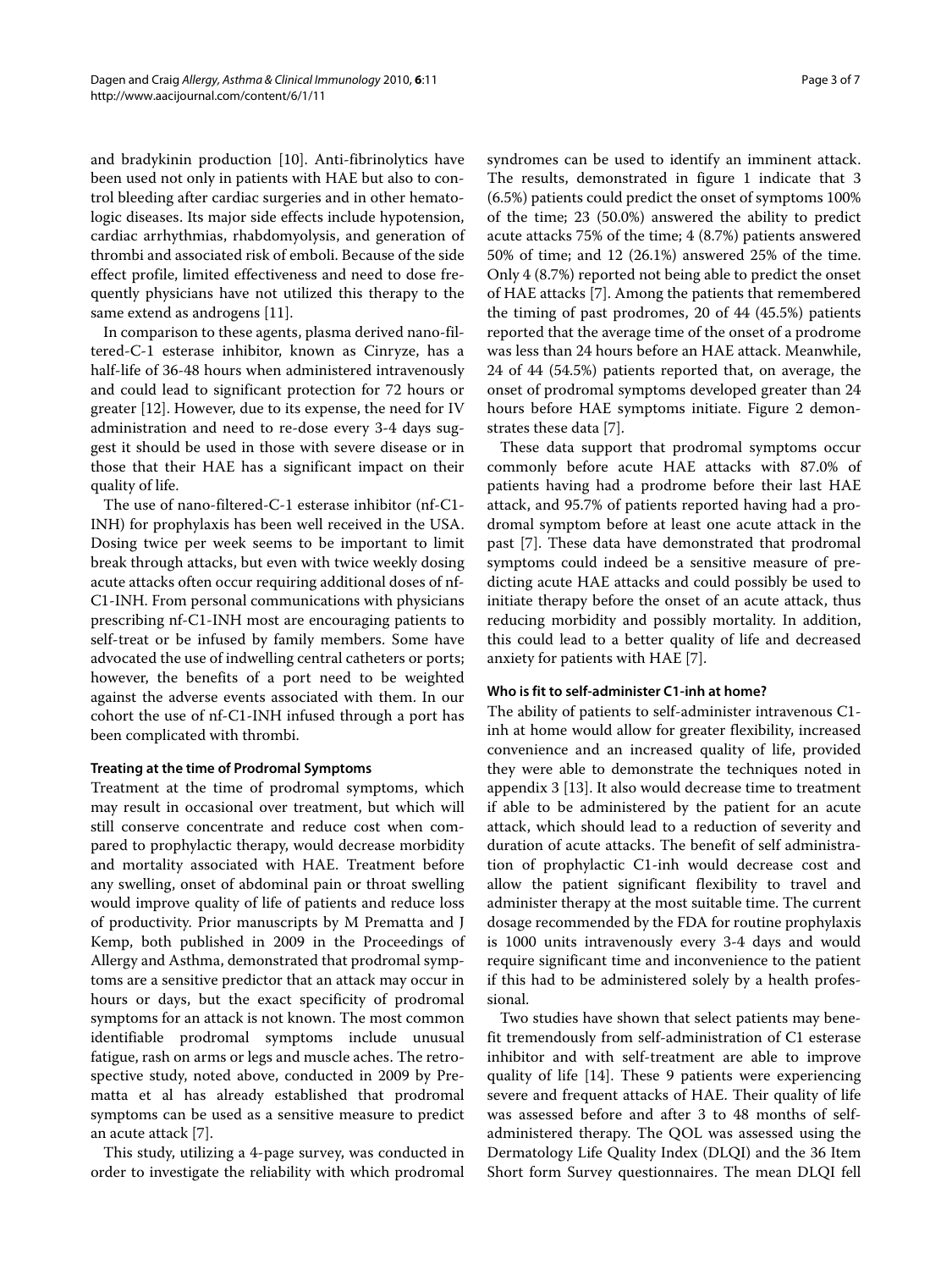and bradykinin production [10]. Anti-fibrinolytics have been used not only in patients with HAE but also to control bleeding after cardiac surgeries and in other hematologic diseases. Its major side effects include hypotension, cardiac arrhythmias, rhabdomyolysis, and generation of thrombi and associated risk of emboli. Because of the side effect profile, limited effectiveness and need to dose frequently physicians have not utilized this therapy to the same extend as androgens [11].

In comparison to these agents, plasma derived nano-filtered-C-1 esterase inhibitor, known as Cinryze, has a half-life of 36-48 hours when administered intravenously and could lead to significant protection for 72 hours or greater [12]. However, due to its expense, the need for IV administration and need to re-dose every 3-4 days suggest it should be used in those with severe disease or in those that their HAE has a significant impact on their quality of life.

The use of nano-filtered-C-1 esterase inhibitor (nf-C1-INH) for prophylaxis has been well received in the USA. Dosing twice per week seems to be important to limit break through attacks, but even with twice weekly dosing acute attacks often occur requiring additional doses of nf-C1-INH. From personal communications with physicians prescribing nf-C1-INH most are encouraging patients to self-treat or be infused by family members. Some have advocated the use of indwelling central catheters or ports; however, the benefits of a port need to be weighted against the adverse events associated with them. In our cohort the use of nf-C1-INH infused through a port has been complicated with thrombi.

### Treating at the time of Prodromal Symptoms

Treatment at the time of prodromal symptoms, which may result in occasional over treatment, but which will still conserve concentrate and reduce cost when compared to prophylactic therapy, would decrease morbidity and mortality associated with HAE. Treatment before any swelling, onset of abdominal pain or throat swelling would improve quality of life of patients and reduce loss of productivity. Prior manuscripts by M Prematta and J Kemp, both published in 2009 in the Proceedings of Allergy and Asthma, demonstrated that prodromal symptoms are a sensitive predictor that an attack may occur in hours or days, but the exact specificity of prodromal symptoms for an attack is not known. The most common identifiable prodromal symptoms include unusual fatigue, rash on arms or legs and muscle aches. The retrospective study, noted above, conducted in 2009 by Prematta et al has already established that prodromal symptoms can be used as a sensitive measure to predict an acute attack [7].

This study, utilizing a 4-page survey, was conducted in order to investigate the reliability with which prodromal syndromes can be used to identify an imminent attack. The results, demonstrated in figure 1 indicate that 3 (6.5%) patients could predict the onset of symptoms 100% of the time; 23 (50.0%) answered the ability to predict acute attacks 75% of the time; 4 (8.7%) patients answered 50% of time; and 12 (26.1%) answered 25% of the time. Only 4 (8.7%) reported not being able to predict the onset of HAE attacks [7]. Among the patients that remembered the timing of past prodromes, 20 of 44 (45.5%) patients reported that the average time of the onset of a prodrome was less than 24 hours before an HAE attack. Meanwhile, 24 of 44 (54.5%) patients reported that, on average, the onset of prodromal symptoms developed greater than 24 hours before HAE symptoms initiate. Figure 2 demonstrates these data [7].

These data support that prodromal symptoms occur commonly before acute HAE attacks with 87.0% of patients having had a prodrome before their last HAE attack, and 95.7% of patients reported having had a prodromal symptom before at least one acute attack in the past [7]. These data have demonstrated that prodromal symptoms could indeed be a sensitive measure of predicting acute HAE attacks and could possibly be used to initiate therapy before the onset of an acute attack, thus reducing morbidity and possibly mortality. In addition, this could lead to a better quality of life and decreased anxiety for patients with HAE [7].

### Who is fit to self-administer C1-inh at home?

The ability of patients to self-administer intravenous C1-inh at home would allow for greater flexibility, increased convenience and an increased quality of life, provided they were able to demonstrate the techniques noted in appendix 3 [13]. It also would decrease time to treatment if able to be administered by the patient for an acute attack, which should lead to a reduction of severity and duration of acute attacks. The benefit of self administration of prophylactic C1-inh would decrease cost and allow the patient significant flexibility to travel and administer therapy at the most suitable time. The current dosage recommended by the FDA for routine prophylaxis is 1000 units intravenously every 3-4 days and would require significant time and inconvenience to the patient if this had to be administered solely by a health professional.

Two studies have shown that select patients may benefit tremendously from self-administration of C1 esterase inhibitor and with self-treatment are able to improve quality of life [14]. These 9 patients were experiencing severe and frequent attacks of HAE. Their quality of life was assessed before and after 3 to 48 months of self-administered therapy. The QOL was assessed using the Dermatology Life Quality Index (DLQI) and the 36 Item Short form Survey questionnaires. The mean DLQI fell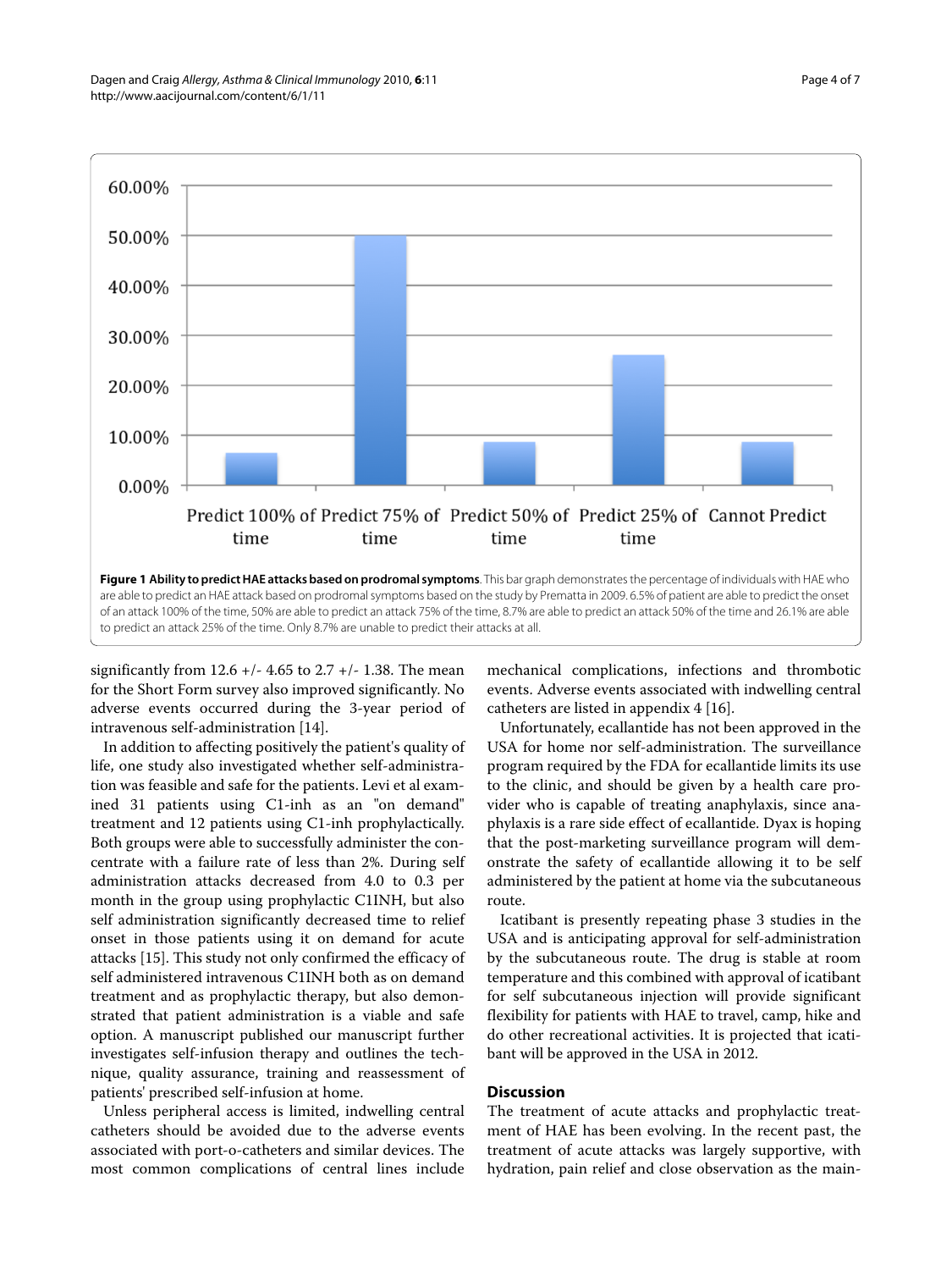**Figure 1 Ability to predict HAE attacks based on prodromal symptoms**. This bar graph demonstrates the percentage of individuals with HAE who are able to predict an HAE attack based on prodromal symptoms based on the study by Prematta in 2009. 6.5% of patient are able to predict the onset of an attack 100% of the time, 50% are able to predict an attack 75% of the time, 8.7% are able to predict an attack 50% of the time and 26.1% are able to predict an attack 25% of the time. Only 8.7% are unable to predict their attacks at all.

significantly from 12.6 +/- 4.65 to 2.7 +/- 1.38. The mean for the Short Form survey also improved significantly. No adverse events occurred during the 3-year period of intravenous self-administration [14].

In addition to affecting positively the patient's quality of life, one study also investigated whether self-administration was feasible and safe for the patients. Levi et al examined 31 patients using C1-inh as an "on demand" treatment and 12 patients using C1-inh prophylactically. Both groups were able to successfully administer the concentrate with a failure rate of less than 2%. During self administration attacks decreased from 4.0 to 0.3 per month in the group using prophylactic C1INH, but also self administration significantly decreased time to relief onset in those patients using it on demand for acute attacks [15]. This study not only confirmed the efficacy of self administered intravenous C1INH both as on demand treatment and as prophylactic therapy, but also demonstrated that patient administration is a viable and safe option. A manuscript published our manuscript further investigates self-infusion therapy and outlines the technique, quality assurance, training and reassessment of patients' prescribed self-infusion at home.

Unless peripheral access is limited, indwelling central catheters should be avoided due to the adverse events associated with port-o-catheters and similar devices. The most common complications of central lines include mechanical complications, infections and thrombotic events. Adverse events associated with indwelling central catheters are listed in appendix 4 [16].

Unfortunately, ecallantide has not been approved in the USA for home nor self-administration. The surveillance program required by the FDA for ecallantide limits its use to the clinic, and should be given by a health care provider who is capable of treating anaphylaxis, since anaphylaxis is a rare side effect of ecallantide. Dyax is hoping that the post-marketing surveillance program will demonstrate the safety of ecallantide allowing it to be self administered by the patient at home via the subcutaneous route.

Icatibant is presently repeating phase 3 studies in the USA and is anticipating approval for self-administration by the subcutaneous route. The drug is stable at room temperature and this combined with approval of icatibant for self subcutaneous injection will provide significant flexibility for patients with HAE to travel, camp, hike and do other recreational activities. It is projected that icatibant will be approved in the USA in 2012.

## Discussion

The treatment of acute attacks and prophylactic treatment of HAE has been evolving. In the recent past, the treatment of acute attacks was largely supportive, with hydration, pain relief and close observation as the main-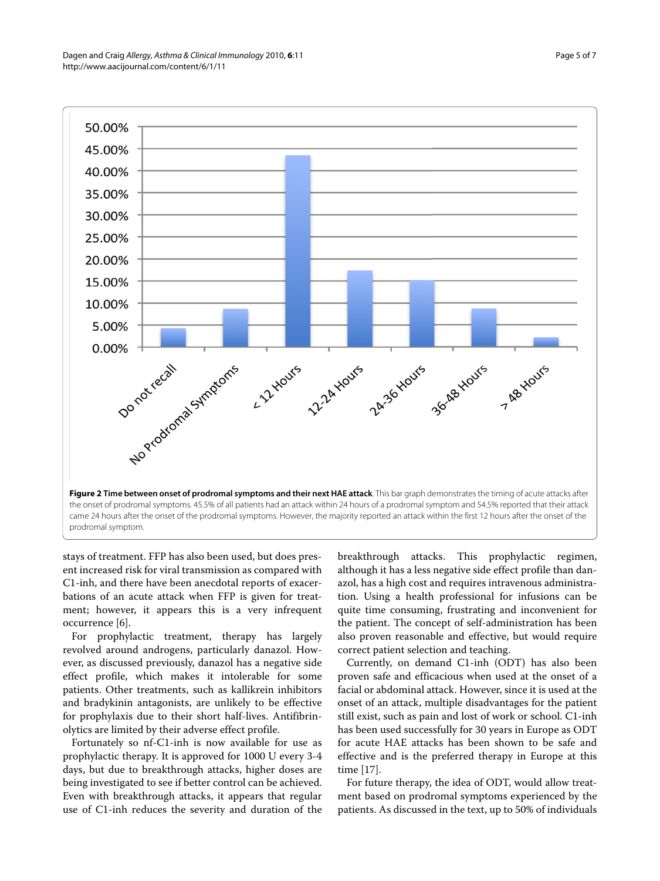**Figure 2 Time between onset of prodromal symptoms and their next HAE attack**. This bar graph demonstrates the timing of acute attacks after the onset of prodromal symptoms. 45.5% of all patients had an attack within 24 hours of a prodromal symptom and 54.5% reported that their attack came 24 hours after the onset of the prodromal symptoms. However, the majority reported an attack within the first 12 hours after the onset of the prodromal symptom.

stays of treatment. FFP has also been used, but does present increased risk for viral transmission as compared with C1-inh, and there have been anecdotal reports of exacerbations of an acute attack when FFP is given for treatment; however, it appears this is a very infrequent occurrence [6].

For prophylactic treatment, therapy has largely revolved around androgens, particularly danazol. However, as discussed previously, danazol has a negative side effect profile, which makes it intolerable for some patients. Other treatments, such as kallikrein inhibitors and bradykinin antagonists, are unlikely to be effective for prophylaxis due to their short half-lives. Antifibrinolytics are limited by their adverse effect profile.

Fortunately so nf-C1-inh is now available for use as prophylactic therapy. It is approved for 1000 U every 3-4 days, but due to breakthrough attacks, higher doses are being investigated to see if better control can be achieved. Even with breakthrough attacks, it appears that regular use of C1-inh reduces the severity and duration of the breakthrough attacks. This prophylactic regimen, although it has a less negative side effect profile than danazol, has a high cost and requires intravenous administration. Using a health professional for infusions can be quite time consuming, frustrating and inconvenient for the patient. The concept of self-administration has been also proven reasonable and effective, but would require correct patient selection and teaching.

Currently, on demand C1-inh (ODT) has also been proven safe and efficacious when used at the onset of a facial or abdominal attack. However, since it is used at the onset of an attack, multiple disadvantages for the patient still exist, such as pain and lost of work or school. C1-inh has been used successfully for 30 years in Europe as ODT for acute HAE attacks has been shown to be safe and effective and is the preferred therapy in Europe at this time [17].

For future therapy, the idea of ODT, would allow treatment based on prodromal symptoms experienced by the patients. As discussed in the text, up to 50% of individuals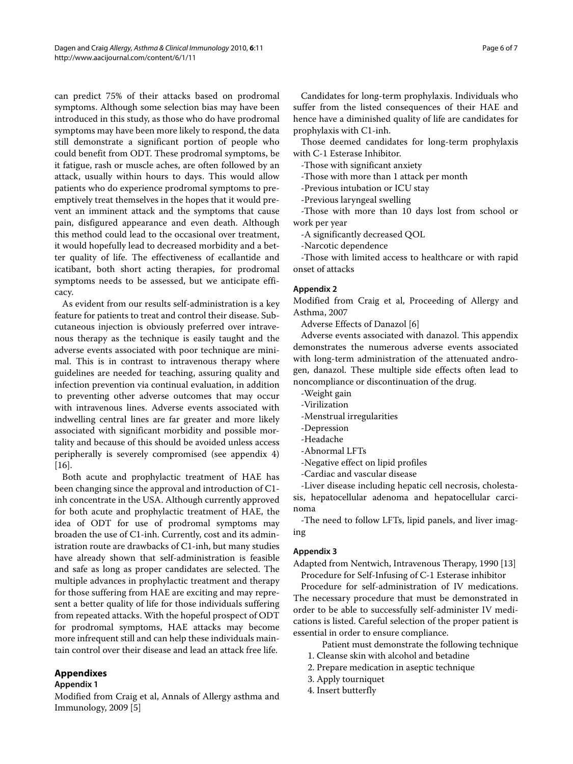can predict 75% of their attacks based on prodromal symptoms. Although some selection bias may have been introduced in this study, as those who do have prodromal symptoms may have been more likely to respond, the data still demonstrate a significant portion of people who could benefit from ODT. These prodromal symptoms, be it fatigue, rash or muscle aches, are often followed by an attack, usually within hours to days. This would allow patients who do experience prodromal symptoms to preemptively treat themselves in the hopes that it would prevent an imminent attack and the symptoms that cause pain, disfigured appearance and even death. Although this method could lead to the occasional over treatment, it would hopefully lead to decreased morbidity and a better quality of life. The effectiveness of ecallantide and icatibant, both short acting therapies, for prodromal symptoms needs to be assessed, but we anticipate efficacy.

As evident from our results self-administration is a key feature for patients to treat and control their disease. Subcutaneous injection is obviously preferred over intravenous therapy as the technique is easily taught and the adverse events associated with poor technique are minimal. This is in contrast to intravenous therapy where guidelines are needed for teaching, assuring quality and infection prevention via continual evaluation, in addition to preventing other adverse outcomes that may occur with intravenous lines. Adverse events associated with indwelling central lines are far greater and more likely associated with significant morbidity and possible mortality and because of this should be avoided unless access peripherally is severely compromised (see appendix 4) [16].

Both acute and prophylactic treatment of HAE has been changing since the approval and introduction of C1-inh concentrate in the USA. Although currently approved for both acute and prophylactic treatment of HAE, the idea of ODT for use of prodromal symptoms may broaden the use of C1-inh. Currently, cost and its administration route are drawbacks of C1-inh, but many studies have already shown that self-administration is feasible and safe as long as proper candidates are selected. The multiple advances in prophylactic treatment and therapy for those suffering from HAE are exciting and may represent a better quality of life for those individuals suffering from repeated attacks. With the hopeful prospect of ODT for prodromal symptoms, HAE attacks may become more infrequent still and can help these individuals maintain control over their disease and lead an attack free life.

## Appendixes

### Appendix 1

Modified from Craig et al, Annals of Allergy asthma and Immunology, 2009 [5]

Candidates for long-term prophylaxis. Individuals who suffer from the listed consequences of their HAE and hence have a diminished quality of life are candidates for prophylaxis with C1-inh.

Those deemed candidates for long-term prophylaxis with C-1 Esterase Inhibitor.

-Those with significant anxiety

-Those with more than 1 attack per month

-Previous intubation or ICU stay

-Previous laryngeal swelling

-Those with more than 10 days lost from school or work per year

-A significantly decreased QOL

-Narcotic dependence

-Those with limited access to healthcare or with rapid onset of attacks

### Appendix 2

Modified from Craig et al, Proceeding of Allergy and Asthma, 2007

Adverse Effects of Danazol [6]

Adverse events associated with danazol. This appendix demonstrates the numerous adverse events associated with long-term administration of the attenuated androgen, danazol. These multiple side effects often lead to noncompliance or discontinuation of the drug.

-Weight gain

-Virilization

-Menstrual irregularities

-Depression

-Headache

-Abnormal LFTs

-Negative effect on lipid profiles

-Cardiac and vascular disease

-Liver disease including hepatic cell necrosis, cholestasis, hepatocellular adenoma and hepatocellular carcinoma

-The need to follow LFTs, lipid panels, and liver imaging

### Appendix 3

Adapted from Nentwich, Intravenous Therapy, 1990 [13]

Procedure for Self-Infusing of C-1 Esterase inhibitor

Procedure for self-administration of IV medications. The necessary procedure that must be demonstrated in order to be able to successfully self-administer IV medications is listed. Careful selection of the proper patient is essential in order to ensure compliance.

Patient must demonstrate the following technique

1. Cleanse skin with alcohol and betadine
2. Prepare medication in aseptic technique
3. Apply tourniquet
4. Insert butterfly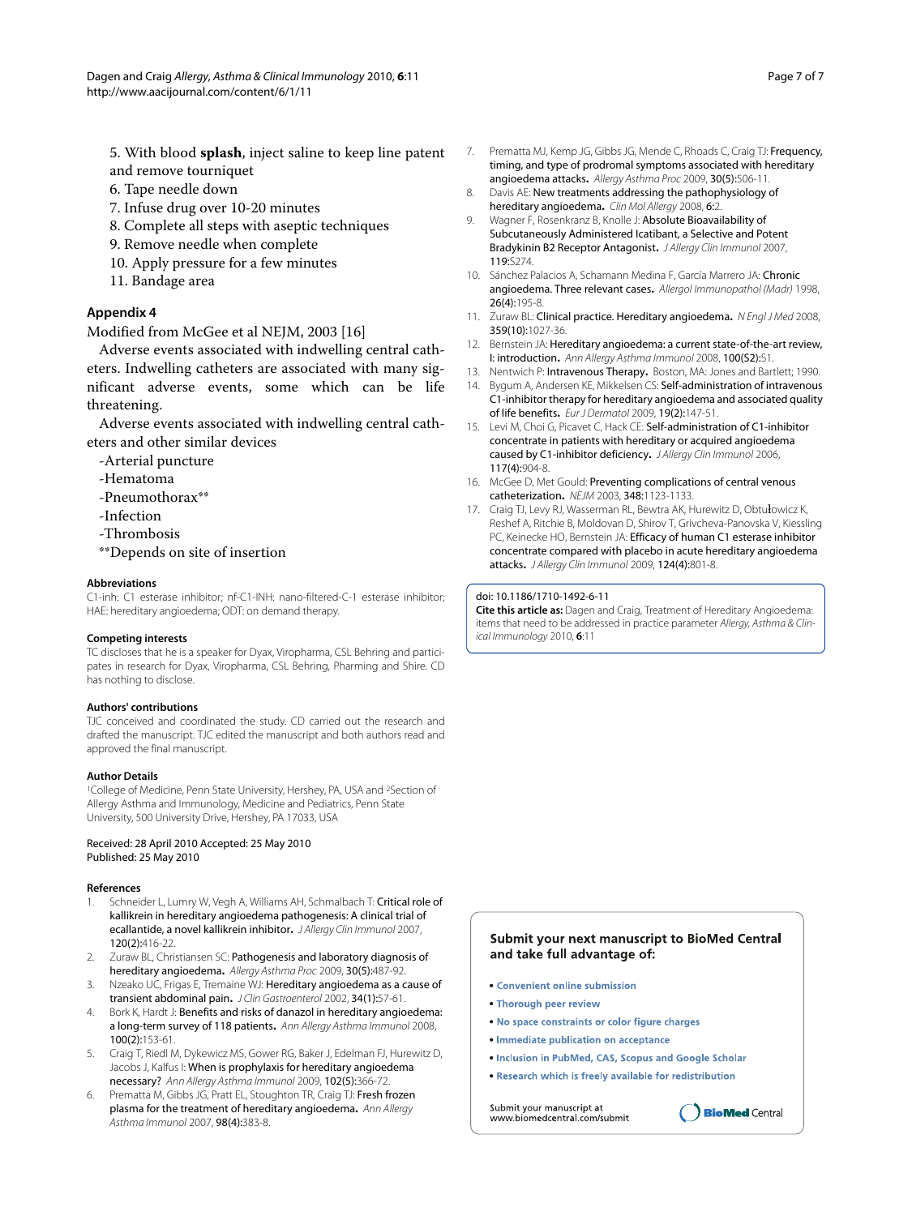5. With blood **splash**, inject saline to keep line patent and remove tourniquet
6. Tape needle down
7. Infuse drug over 10-20 minutes
8. Complete all steps with aseptic techniques
9. Remove needle when complete
10. Apply pressure for a few minutes
11. Bandage area

## Appendix 4

Modified from McGee et al NEJM, 2003 [16]

Adverse events associated with indwelling central catheters. Indwelling catheters are associated with many significant adverse events, some which can be life threatening.

Adverse events associated with indwelling central catheters and other similar devices

-Arterial puncture

-Hematoma

-Pneumothorax**

-Infection

-Thrombosis

**Depends on site of insertion

### Abbreviations

C1-inh: C1 esterase inhibitor; nf-C1-INH: nano-filtered-C-1 esterase inhibitor; HAE: hereditary angioedema; ODT: on demand therapy.

### Competing interests

TC discloses that he is a speaker for Dyax, Viropharma, CSL Behring and participates in research for Dyax, Viropharma, CSL Behring, Pharming and Shire. CD has nothing to disclose.

### Authors' contributions

TJC conceived and coordinated the study. CD carried out the research and drafted the manuscript. TJC edited the manuscript and both authors read and approved the final manuscript.

### Author Details

[1]College of Medicine, Penn State University, Hershey, PA, USA and [2]Section of Allergy Asthma and Immunology, Medicine and Pediatrics, Penn State University, 500 University Drive, Hershey, PA 17033, USA

Received: 28 April 2010 Accepted: 25 May 2010
Published: 25 May 2010

### References

1. Schneider L, Lumry W, Vegh A, Williams AH, Schmalbach T: **Critical role of kallikrein in hereditary angioedema pathogenesis: A clinical trial of ecallantide, a novel kallikrein inhibitor.** *J Allergy Clin Immunol* 2007, **120(2)**:416-22.
2. Zuraw BL, Christiansen SC: **Pathogenesis and laboratory diagnosis of hereditary angioedema.** *Allergy Asthma Proc* 2009, **30(5)**:487-92.
3. Nzeako UC, Frigas E, Tremaine WJ: **Hereditary angioedema as a cause of transient abdominal pain.** *J Clin Gastroenterol* 2002, **34(1)**:57-61.
4. Bork K, Hardt J: **Benefits and risks of danazol in hereditary angioedema: a long-term survey of 118 patients.** *Ann Allergy Asthma Immunol* 2008, **100(2)**:153-61.
5. Craig T, Riedl M, Dykewicz MS, Gower RG, Baker J, Edelman FJ, Hurewitz D, Jacobs J, Kalfus I: **When is prophylaxis for hereditary angioedema necessary?** *Ann Allergy Asthma Immunol* 2009, **102(5)**:366-72.
6. Prematta M, Gibbs JG, Pratt EL, Stoughton TR, Craig TJ: **Fresh frozen plasma for the treatment of hereditary angioedema.** *Ann Allergy Asthma Immunol* 2007, **98(4)**:383-8.
7. Prematta MJ, Kemp JG, Gibbs JG, Mende C, Rhoads C, Craig TJ: **Frequency, timing, and type of prodromal symptoms associated with hereditary angioedema attacks.** *Allergy Asthma Proc* 2009, **30(5)**:506-11.
8. Davis AE: **New treatments addressing the pathophysiology of hereditary angioedema.** *Clin Mol Allergy* 2008, **6**:2.
9. Wagner F, Rosenkranz B, Knolle J: **Absolute Bioavailability of Subcutaneously Administered Icatibant, a Selective and Potent Bradykinin B2 Receptor Antagonist.** *J Allergy Clin Immunol* 2007, **119**:S274.
10. Sánchez Palacios A, Schamann Medina F, García Marrero JA: **Chronic angioedema. Three relevant cases.** *Allergol Immunopathol (Madr)* 1998, **26(4)**:195-8.
11. Zuraw BL: **Clinical practice. Hereditary angioedema.** *N Engl J Med* 2008, **359(10)**:1027-36.
12. Bernstein JA: **Hereditary angioedema: a current state-of-the-art review, I: introduction.** *Ann Allergy Asthma Immunol* 2008, **100(S2)**:S1.
13. Nentwich P: **Intravenous Therapy.** Boston, MA: Jones and Bartlett; 1990.
14. Bygum A, Andersen KE, Mikkelsen CS: **Self-administration of intravenous C1-inhibitor therapy for hereditary angioedema and associated quality of life benefits.** *Eur J Dermatol* 2009, **19(2)**:147-51.
15. Levi M, Choi G, Picavet C, Hack CE: **Self-administration of C1-inhibitor concentrate in patients with hereditary or acquired angioedema caused by C1-inhibitor deficiency.** *J Allergy Clin Immunol* 2006, **117(4)**:904-8.
16. McGee D, Met Gould: **Preventing complications of central venous catheterization.** *NEJM* 2003, **348**:1123-1133.
17. Craig TJ, Levy RJ, Wasserman RL, Bewtra AK, Hurewitz D, Obtułowicz K, Reshef A, Ritchie B, Moldovan D, Shirov T, Grivcheva-Panovska V, Kiessling PC, Keinecke HO, Bernstein JA: **Efficacy of human C1 esterase inhibitor concentrate compared with placebo in acute hereditary angioedema attacks.** *J Allergy Clin Immunol* 2009, **124(4)**:801-8.

doi: 10.1186/1710-1492-6-11

**Cite this article as:** Dagen and Craig, Treatment of Hereditary Angioedema: items that need to be addressed in practice parameter *Allergy, Asthma & Clinical Immunology* 2010, **6**:11

**Submit your next manuscript to BioMed Central and take full advantage of:**

- Convenient online submission
- Thorough peer review
- No space constraints or color figure charges
- Immediate publication on acceptance
- Inclusion in PubMed, CAS, Scopus and Google Scholar
- Research which is freely available for redistribution

Submit your manuscript at www.biomedcentral.com/submit

BioMed Central